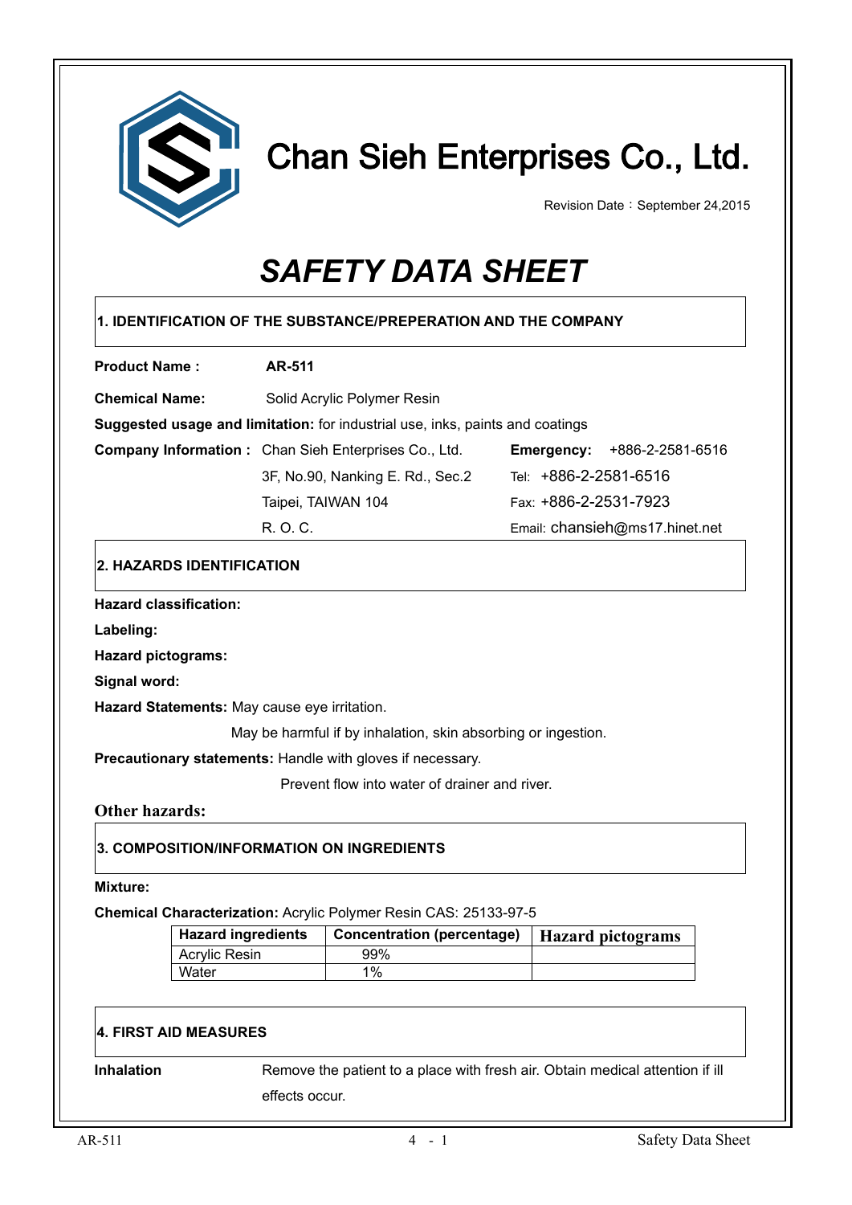# Chan Sieh Enterprises Co., Ltd.

Revision Date：September 24,2015

# *SAFETY DATA SHEET*

## 1. IDENTIFICATION OF THE SUBSTANCE/PREPERATION AND THE COMPANY

**Product Name :** **AR-511**

**Chemical Name:** Solid Acrylic Polymer Resin

**Suggested usage and limitation:** for industrial use, inks, paints and coatings

**Company Information :** Chan Sieh Enterprises Co., Ltd.
3F, No.90, Nanking E. Rd., Sec.2
Taipei, TAIWAN 104
R. O. C.

**Emergency:** +886-2-2581-6516
Tel: +886-2-2581-6516
Fax: +886-2-2531-7923
Email: chansieh@ms17.hinet.net

## 2. HAZARDS IDENTIFICATION

**Hazard classification:**

**Labeling:**

**Hazard pictograms:**

**Signal word:**

**Hazard Statements:** May cause eye irritation.
May be harmful if by inhalation, skin absorbing or ingestion.

**Precautionary statements:** Handle with gloves if necessary.
Prevent flow into water of drainer and river.

**Other hazards:**

## 3. COMPOSITION/INFORMATION ON INGREDIENTS

**Mixture:**

**Chemical Characterization:** Acrylic Polymer Resin CAS: 25133-97-5

| Hazard ingredients | Concentration (percentage) | Hazard pictograms |
|---|---|---|
| Acrylic Resin | 99% | |
| Water | 1% | |

## 4. FIRST AID MEASURES

**Inhalation** Remove the patient to a place with fresh air. Obtain medical attention if ill effects occur.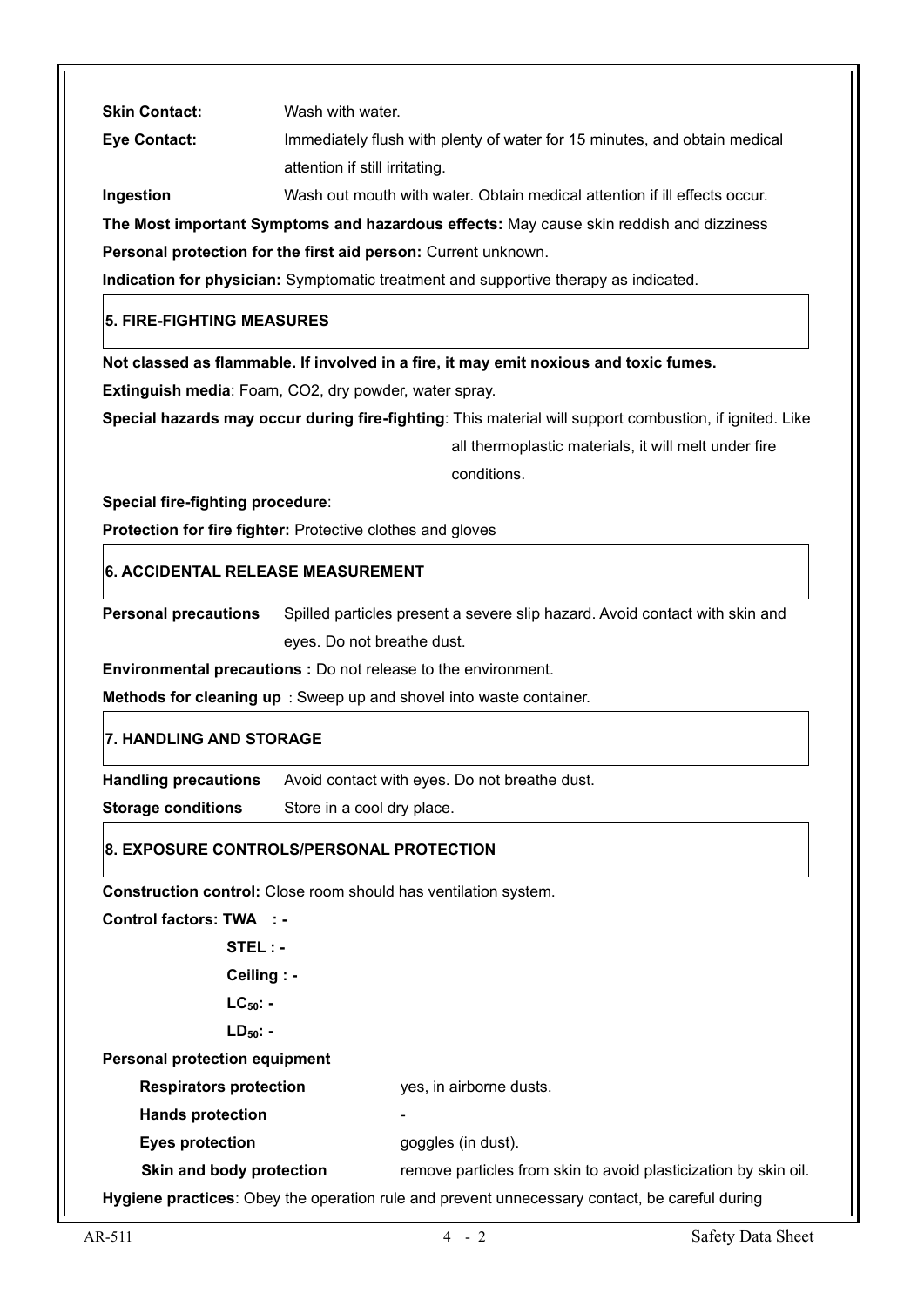**Skin Contact:** Wash with water.

**Eye Contact:** Immediately flush with plenty of water for 15 minutes, and obtain medical attention if still irritating.

**Ingestion** Wash out mouth with water. Obtain medical attention if ill effects occur.

**The Most important Symptoms and hazardous effects:** May cause skin reddish and dizziness

**Personal protection for the first aid person:** Current unknown.

**Indication for physician:** Symptomatic treatment and supportive therapy as indicated.

## 5. FIRE-FIGHTING MEASURES

**Not classed as flammable. If involved in a fire, it may emit noxious and toxic fumes.**

**Extinguish media**: Foam, $CO_2$, dry powder, water spray.

**Special hazards may occur during fire-fighting**: This material will support combustion, if ignited. Like all thermoplastic materials, it will melt under fire conditions.

**Special fire-fighting procedure**:

**Protection for fire fighter:** Protective clothes and gloves

## 6. ACCIDENTAL RELEASE MEASUREMENT

**Personal precautions** Spilled particles present a severe slip hazard. Avoid contact with skin and eyes. Do not breathe dust.

**Environmental precautions :** Do not release to the environment.

**Methods for cleaning up** : Sweep up and shovel into waste container.

## 7. HANDLING AND STORAGE

**Handling precautions** Avoid contact with eyes. Do not breathe dust.

**Storage conditions** Store in a cool dry place.

## 8. EXPOSURE CONTROLS/PERSONAL PROTECTION

**Construction control:** Close room should has ventilation system.

**Control factors: TWA : -**

**STEL : -**

**Ceiling : -**

**$LC_{50}$: -**

**$LD_{50}$: -**

**Personal protection equipment**

- **Respirators protection** yes, in airborne dusts.
- **Hands protection** -
- **Eyes protection** goggles (in dust).
- **Skin and body protection** remove particles from skin to avoid plasticization by skin oil.

**Hygiene practices**: Obey the operation rule and prevent unnecessary contact, be careful during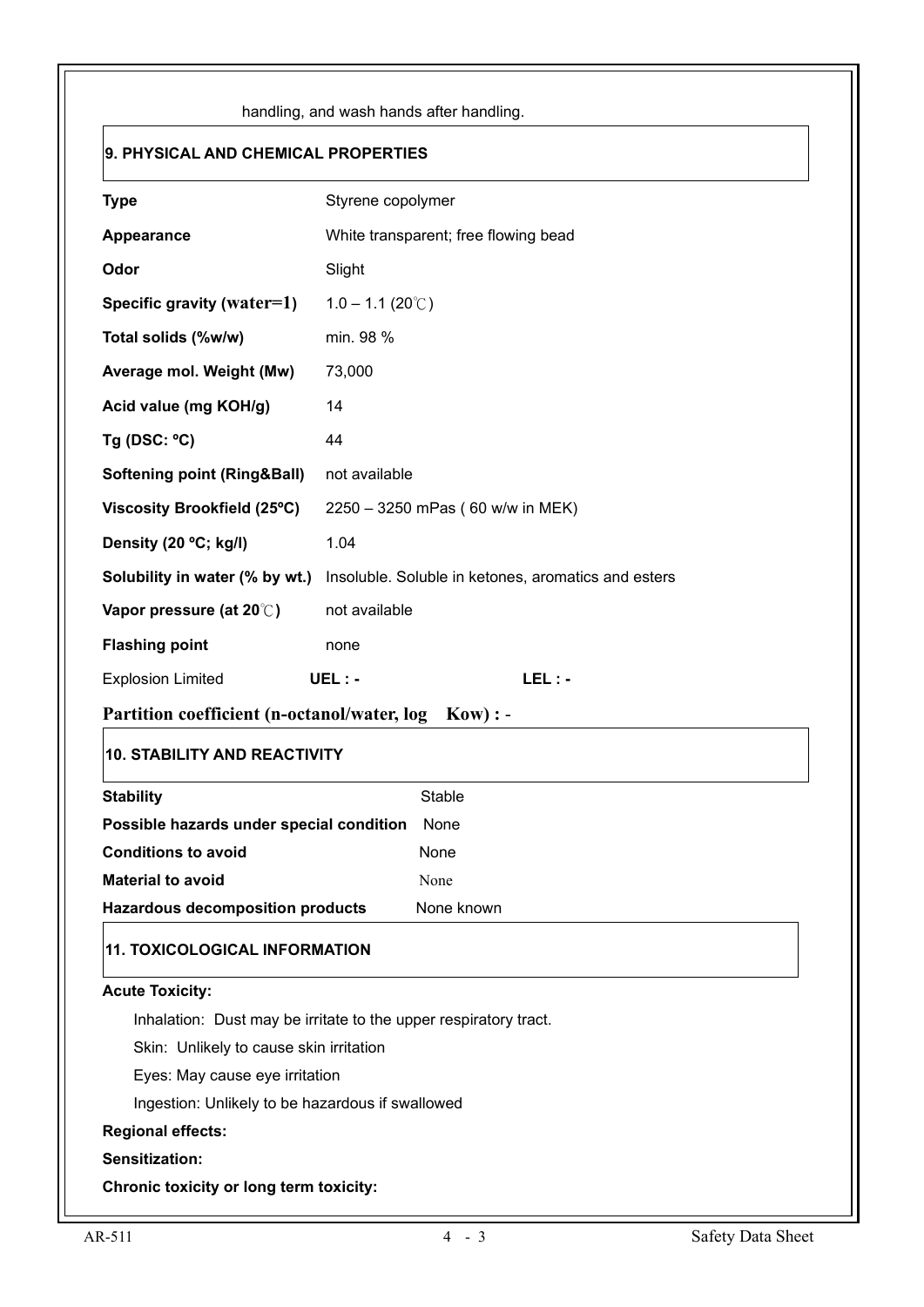handling, and wash hands after handling.

## 9. PHYSICAL AND CHEMICAL PROPERTIES

| | |
|---|---|
| **Type** | Styrene copolymer |
| **Appearance** | White transparent; free flowing bead |
| **Odor** | Slight |
| **Specific gravity (water=1)** | 1.0 – 1.1 (20℃) |
| **Total solids (%w/w)** | min. 98 % |
| **Average mol. Weight (Mw)** | 73,000 |
| **Acid value (mg KOH/g)** | 14 |
| **Tg (DSC: ºC)** | 44 |
| **Softening point (Ring&Ball)** | not available |
| **Viscosity Brookfield (25ºC)** | 2250 – 3250 mPas ( 60 w/w in MEK) |
| **Density (20 ºC; kg/l)** | 1.04 |
| **Solubility in water (% by wt.)** | Insoluble. Soluble in ketones, aromatics and esters |
| **Vapor pressure (at 20℃)** | not available |
| **Flashing point** | none |
| Explosion Limited | **UEL : -** **LEL : -** |

**Partition coefficient (n-octanol/water, log Kow) :** -

## 10. STABILITY AND REACTIVITY

| | |
|---|---|
| **Stability** | Stable |
| **Possible hazards under special condition** | None |
| **Conditions to avoid** | None |
| **Material to avoid** | None |
| **Hazardous decomposition products** | None known |

## 11. TOXICOLOGICAL INFORMATION

**Acute Toxicity:**

Inhalation: Dust may be irritate to the upper respiratory tract.

Skin: Unlikely to cause skin irritation

Eyes: May cause eye irritation

Ingestion: Unlikely to be hazardous if swallowed

**Regional effects:**

**Sensitization:**

**Chronic toxicity or long term toxicity:**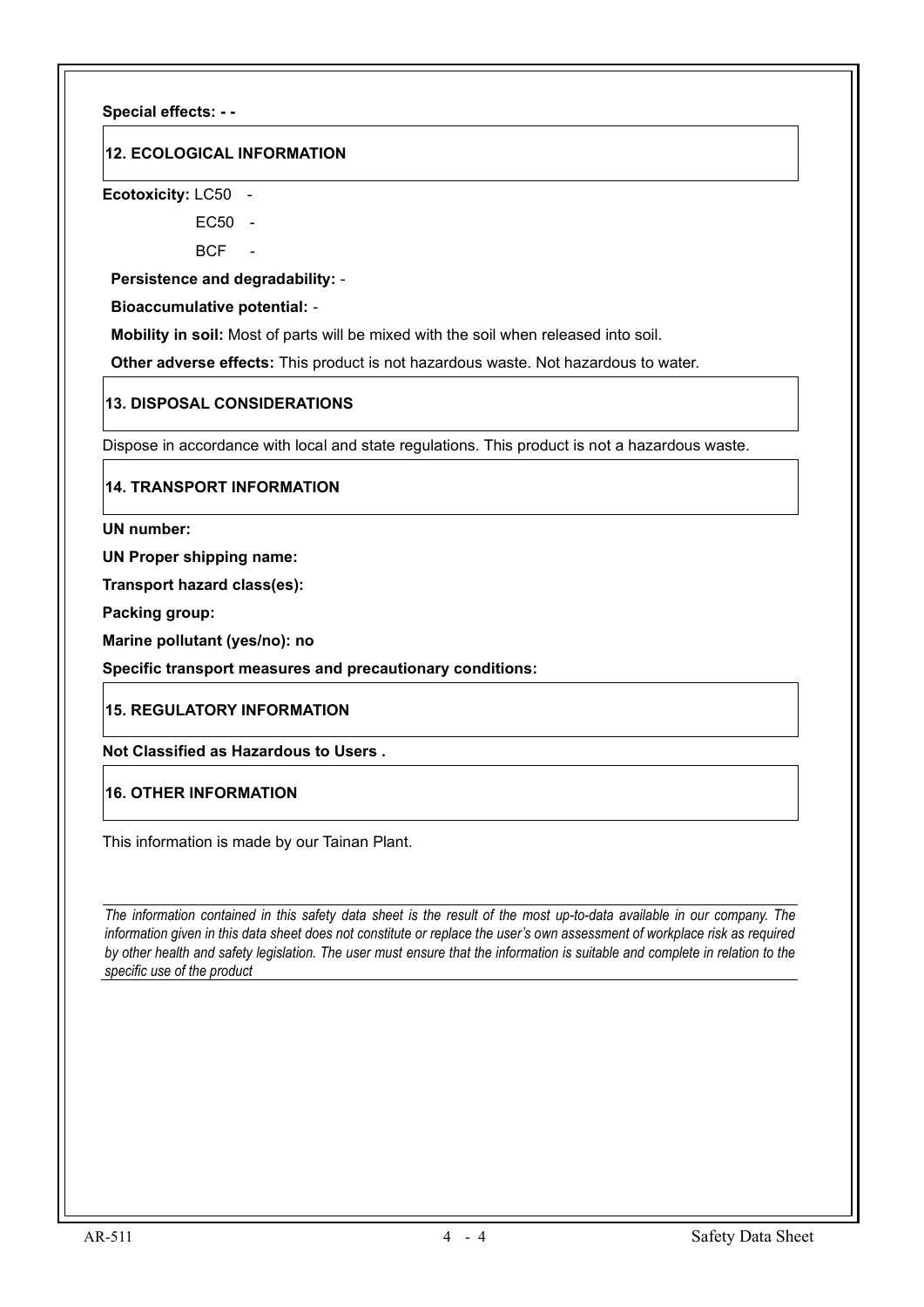**Special effects: - -**

## 12. ECOLOGICAL INFORMATION

**Ecotoxicity:** LC50 -

EC50 -

BCF -

**Persistence and degradability:** -

**Bioaccumulative potential:** -

**Mobility in soil:** Most of parts will be mixed with the soil when released into soil.

**Other adverse effects:** This product is not hazardous waste. Not hazardous to water.

## 13. DISPOSAL CONSIDERATIONS

Dispose in accordance with local and state regulations. This product is not a hazardous waste.

## 14. TRANSPORT INFORMATION

**UN number:**

**UN Proper shipping name:**

**Transport hazard class(es):**

**Packing group:**

**Marine pollutant (yes/no): no**

**Specific transport measures and precautionary conditions:**

## 15. REGULATORY INFORMATION

**Not Classified as Hazardous to Users .**

## 16. OTHER INFORMATION

This information is made by our Tainan Plant.

*The information contained in this safety data sheet is the result of the most up-to-data available in our company. The information given in this data sheet does not constitute or replace the user's own assessment of workplace risk as required by other health and safety legislation. The user must ensure that the information is suitable and complete in relation to the specific use of the product*